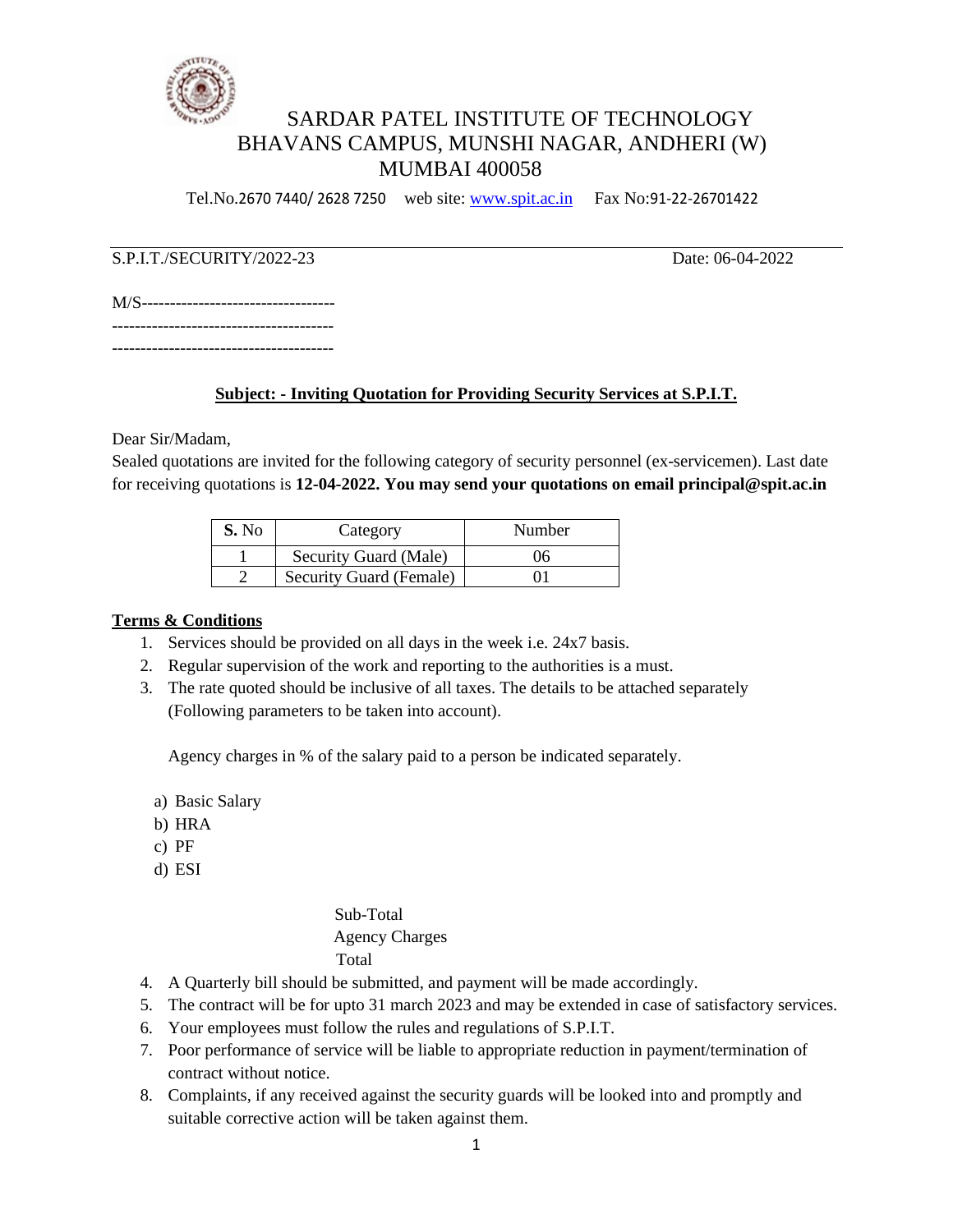# SARDAR PATEL INSTITUTE OF TECHNOLOGY
## BHAVANS CAMPUS, MUNSHI NAGAR, ANDHERI (W)
## MUMBAI 400058

Tel.No.2670 7440/ 2628 7250 web site: www.spit.ac.in Fax No:91-22-26701422

S.P.I.T./SECURITY/2022-23 Date: 06-04-2022

M/S----------------------------------
--------------------------------------
--------------------------------------

**Subject: - Inviting Quotation for Providing Security Services at S.P.I.T.**

Dear Sir/Madam,
Sealed quotations are invited for the following category of security personnel (ex-servicemen). Last date for receiving quotations is **12-04-2022. You may send your quotations on email principal@spit.ac.in**

| **S.** No | Category | Number |
|---|---|---|
| 1 | Security Guard (Male) | 06 |
| 2 | Security Guard (Female) | 01 |

**Terms & Conditions**

1. Services should be provided on all days in the week i.e. 24x7 basis.
2. Regular supervision of the work and reporting to the authorities is a must.
3. The rate quoted should be inclusive of all taxes. The details to be attached separately (Following parameters to be taken into account).

   Agency charges in % of the salary paid to a person be indicated separately.

   a) Basic Salary
   b) HRA
   c) PF
   d) ESI

   Sub-Total
   Agency Charges
   Total

4. A Quarterly bill should be submitted, and payment will be made accordingly.
5. The contract will be for upto 31 march 2023 and may be extended in case of satisfactory services.
6. Your employees must follow the rules and regulations of S.P.I.T.
7. Poor performance of service will be liable to appropriate reduction in payment/termination of contract without notice.
8. Complaints, if any received against the security guards will be looked into and promptly and suitable corrective action will be taken against them.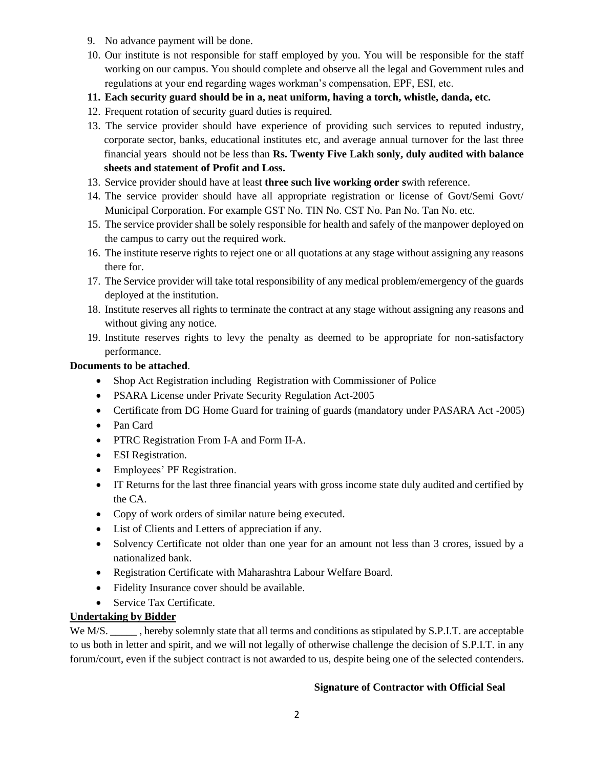9. No advance payment will be done.
10. Our institute is not responsible for staff employed by you. You will be responsible for the staff working on our campus. You should complete and observe all the legal and Government rules and regulations at your end regarding wages workman's compensation, EPF, ESI, etc.
11. **Each security guard should be in a, neat uniform, having a torch, whistle, danda, etc.**
12. Frequent rotation of security guard duties is required.
13. The service provider should have experience of providing such services to reputed industry, corporate sector, banks, educational institutes etc, and average annual turnover for the last three financial years should not be less than **Rs. Twenty Five Lakh sonly, duly audited with balance sheets and statement of Profit and Loss.**
13. Service provider should have at least **three such live working order s**with reference.
14. The service provider should have all appropriate registration or license of Govt/Semi Govt/ Municipal Corporation. For example GST No. TIN No. CST No. Pan No. Tan No. etc.
15. The service provider shall be solely responsible for health and safely of the manpower deployed on the campus to carry out the required work.
16. The institute reserve rights to reject one or all quotations at any stage without assigning any reasons there for.
17. The Service provider will take total responsibility of any medical problem/emergency of the guards deployed at the institution.
18. Institute reserves all rights to terminate the contract at any stage without assigning any reasons and without giving any notice.
19. Institute reserves rights to levy the penalty as deemed to be appropriate for non-satisfactory performance.

**Documents to be attached**.

- Shop Act Registration including Registration with Commissioner of Police
- PSARA License under Private Security Regulation Act-2005
- Certificate from DG Home Guard for training of guards (mandatory under PASARA Act -2005)
- Pan Card
- PTRC Registration From I-A and Form II-A.
- ESI Registration.
- Employees' PF Registration.
- IT Returns for the last three financial years with gross income state duly audited and certified by the CA.
- Copy of work orders of similar nature being executed.
- List of Clients and Letters of appreciation if any.
- Solvency Certificate not older than one year for an amount not less than 3 crores, issued by a nationalized bank.
- Registration Certificate with Maharashtra Labour Welfare Board.
- Fidelity Insurance cover should be available.
- Service Tax Certificate.

**Undertaking by Bidder**

We M/S. _____ , hereby solemnly state that all terms and conditions as stipulated by S.P.I.T. are acceptable to us both in letter and spirit, and we will not legally of otherwise challenge the decision of S.P.I.T. in any forum/court, even if the subject contract is not awarded to us, despite being one of the selected contenders.

**Signature of Contractor with Official Seal**